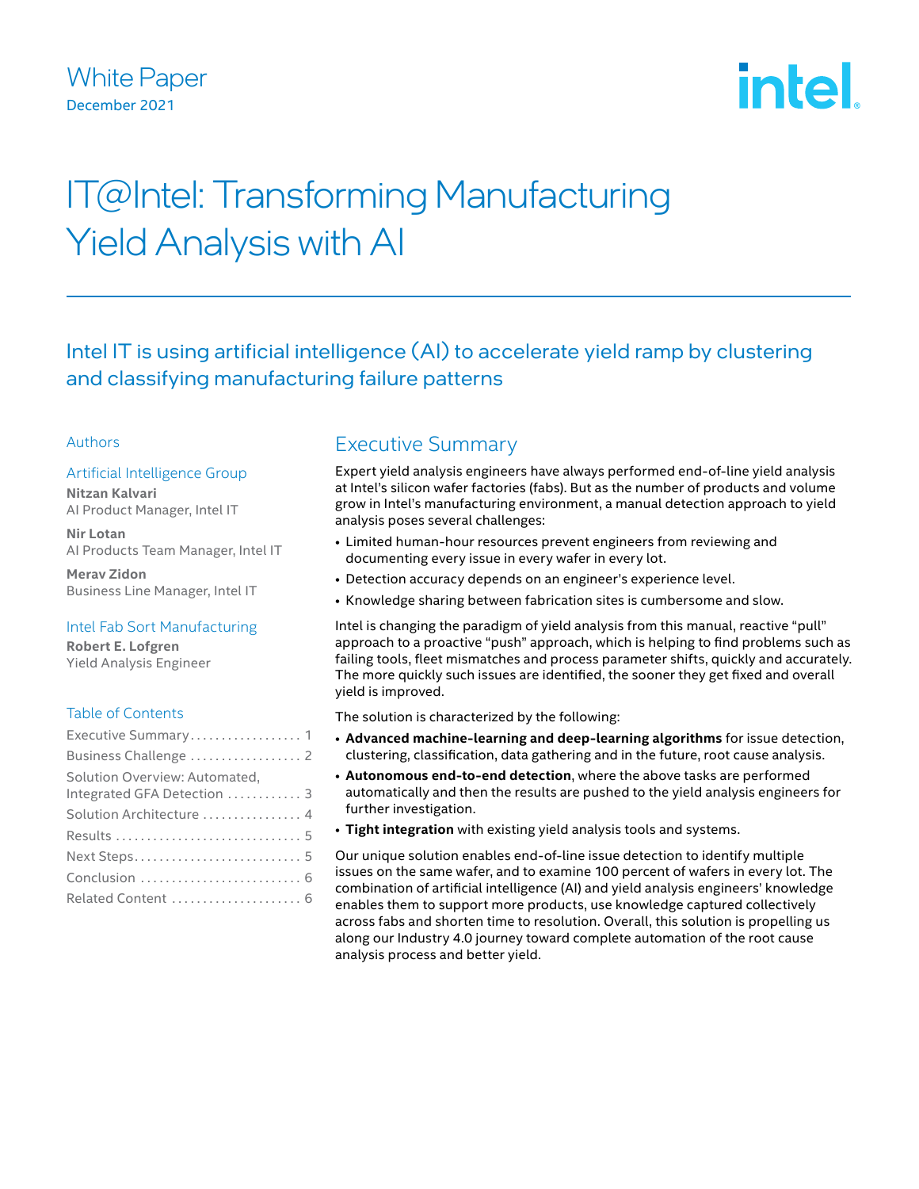White Paper
December 2021

# IT@Intel: Transforming Manufacturing Yield Analysis with AI

## Intel IT is using artificial intelligence (AI) to accelerate yield ramp by clustering and classifying manufacturing failure patterns

### Authors

**Artificial Intelligence Group**

**Nitzan Kalvari**
AI Product Manager, Intel IT

**Nir Lotan**
AI Products Team Manager, Intel IT

**Merav Zidon**
Business Line Manager, Intel IT

**Intel Fab Sort Manufacturing**

**Robert E. Lofgren**
Yield Analysis Engineer

### Table of Contents

- Executive Summary .................. 1
- Business Challenge .................. 2
- Solution Overview: Automated, Integrated GFA Detection ............ 3
- Solution Architecture ................ 4
- Results .............................. 5
- Next Steps........................... 5
- Conclusion .......................... 6
- Related Content ..................... 6

## Executive Summary

Expert yield analysis engineers have always performed end-of-line yield analysis at Intel's silicon wafer factories (fabs). But as the number of products and volume grow in Intel's manufacturing environment, a manual detection approach to yield analysis poses several challenges:

- Limited human-hour resources prevent engineers from reviewing and documenting every issue in every wafer in every lot.
- Detection accuracy depends on an engineer's experience level.
- Knowledge sharing between fabrication sites is cumbersome and slow.

Intel is changing the paradigm of yield analysis from this manual, reactive "pull" approach to a proactive "push" approach, which is helping to find problems such as failing tools, fleet mismatches and process parameter shifts, quickly and accurately. The more quickly such issues are identified, the sooner they get fixed and overall yield is improved.

The solution is characterized by the following:

- **Advanced machine-learning and deep-learning algorithms** for issue detection, clustering, classification, data gathering and in the future, root cause analysis.
- **Autonomous end-to-end detection**, where the above tasks are performed automatically and then the results are pushed to the yield analysis engineers for further investigation.
- **Tight integration** with existing yield analysis tools and systems.

Our unique solution enables end-of-line issue detection to identify multiple issues on the same wafer, and to examine 100 percent of wafers in every lot. The combination of artificial intelligence (AI) and yield analysis engineers' knowledge enables them to support more products, use knowledge captured collectively across fabs and shorten time to resolution. Overall, this solution is propelling us along our Industry 4.0 journey toward complete automation of the root cause analysis process and better yield.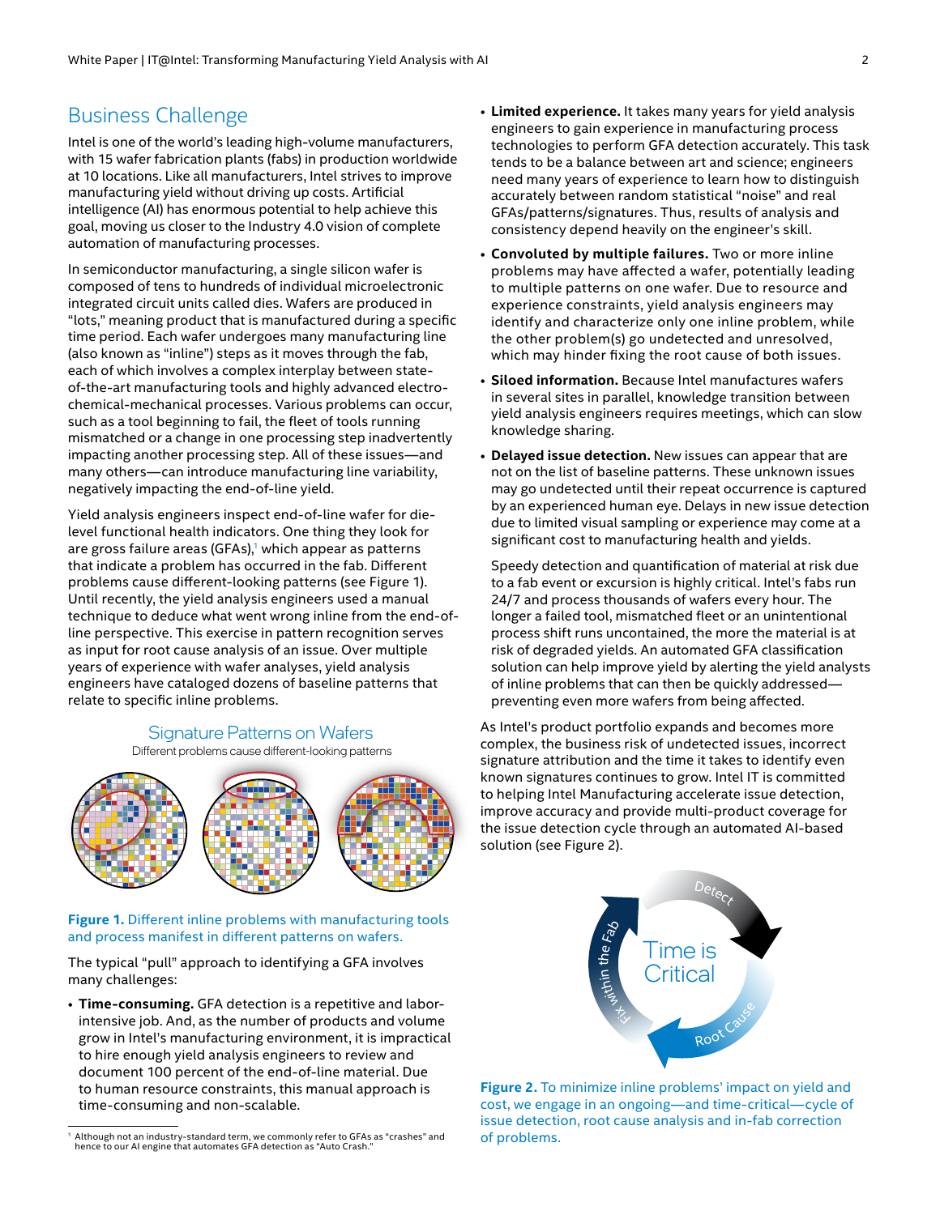## Business Challenge

Intel is one of the world's leading high-volume manufacturers, with 15 wafer fabrication plants (fabs) in production worldwide at 10 locations. Like all manufacturers, Intel strives to improve manufacturing yield without driving up costs. Artificial intelligence (AI) has enormous potential to help achieve this goal, moving us closer to the Industry 4.0 vision of complete automation of manufacturing processes.

In semiconductor manufacturing, a single silicon wafer is composed of tens to hundreds of individual microelectronic integrated circuit units called dies. Wafers are produced in "lots," meaning product that is manufactured during a specific time period. Each wafer undergoes many manufacturing line (also known as "inline") steps as it moves through the fab, each of which involves a complex interplay between state-of-the-art manufacturing tools and highly advanced electro-chemical-mechanical processes. Various problems can occur, such as a tool beginning to fail, the fleet of tools running mismatched or a change in one processing step inadvertently impacting another processing step. All of these issues—and many others—can introduce manufacturing line variability, negatively impacting the end-of-line yield.

Yield analysis engineers inspect end-of-line wafer for die-level functional health indicators. One thing they look for are gross failure areas (GFAs),[1] which appear as patterns that indicate a problem has occurred in the fab. Different problems cause different-looking patterns (see Figure 1). Until recently, the yield analysis engineers used a manual technique to deduce what went wrong inline from the end-of-line perspective. This exercise in pattern recognition serves as input for root cause analysis of an issue. Over multiple years of experience with wafer analyses, yield analysis engineers have cataloged dozens of baseline patterns that relate to specific inline problems.

**Signature Patterns on Wafers**

Different problems cause different-looking patterns

**Figure 1.** Different inline problems with manufacturing tools and process manifest in different patterns on wafers.

The typical "pull" approach to identifying a GFA involves many challenges:

- **Time-consuming.** GFA detection is a repetitive and labor-intensive job. And, as the number of products and volume grow in Intel's manufacturing environment, it is impractical to hire enough yield analysis engineers to review and document 100 percent of the end-of-line material. Due to human resource constraints, this manual approach is time-consuming and non-scalable.
- **Limited experience.** It takes many years for yield analysis engineers to gain experience in manufacturing process technologies to perform GFA detection accurately. This task tends to be a balance between art and science; engineers need many years of experience to learn how to distinguish accurately between random statistical "noise" and real GFAs/patterns/signatures. Thus, results of analysis and consistency depend heavily on the engineer's skill.
- **Convoluted by multiple failures.** Two or more inline problems may have affected a wafer, potentially leading to multiple patterns on one wafer. Due to resource and experience constraints, yield analysis engineers may identify and characterize only one inline problem, while the other problem(s) go undetected and unresolved, which may hinder fixing the root cause of both issues.
- **Siloed information.** Because Intel manufactures wafers in several sites in parallel, knowledge transition between yield analysis engineers requires meetings, which can slow knowledge sharing.
- **Delayed issue detection.** New issues can appear that are not on the list of baseline patterns. These unknown issues may go undetected until their repeat occurrence is captured by an experienced human eye. Delays in new issue detection due to limited visual sampling or experience may come at a significant cost to manufacturing health and yields.

  Speedy detection and quantification of material at risk due to a fab event or excursion is highly critical. Intel's fabs run 24/7 and process thousands of wafers every hour. The longer a failed tool, mismatched fleet or an unintentional process shift runs uncontained, the more the material is at risk of degraded yields. An automated GFA classification solution can help improve yield by alerting the yield analysts of inline problems that can then be quickly addressed—preventing even more wafers from being affected.

As Intel's product portfolio expands and becomes more complex, the business risk of undetected issues, incorrect signature attribution and the time it takes to identify even known signatures continues to grow. Intel IT is committed to helping Intel Manufacturing accelerate issue detection, improve accuracy and provide multi-product coverage for the issue detection cycle through an automated AI-based solution (see Figure 2).

Time is Critical

Detect → Root Cause → Fix within the Fab

**Figure 2.** To minimize inline problems' impact on yield and cost, we engage in an ongoing—and time-critical—cycle of issue detection, root cause analysis and in-fab correction of problems.

---

[1] Although not an industry-standard term, we commonly refer to GFAs as "crashes" and hence to our AI engine that automates GFA detection as "Auto Crash."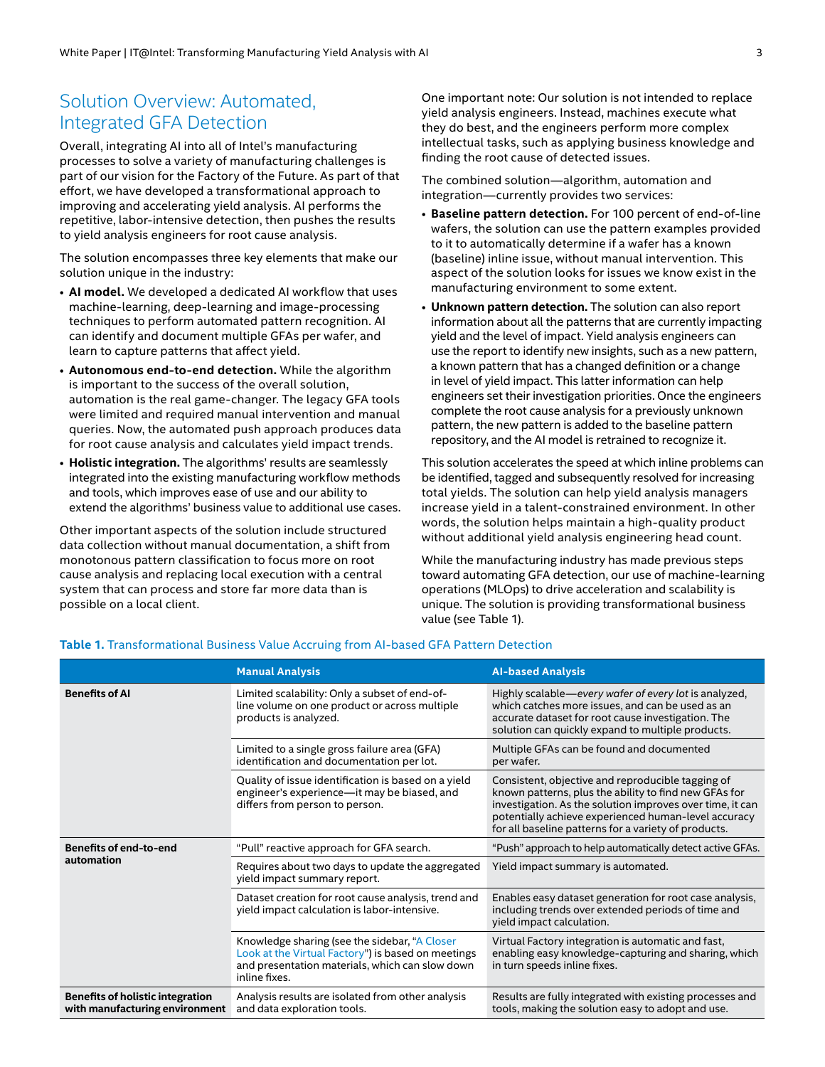## Solution Overview: Automated, Integrated GFA Detection

Overall, integrating AI into all of Intel's manufacturing processes to solve a variety of manufacturing challenges is part of our vision for the Factory of the Future. As part of that effort, we have developed a transformational approach to improving and accelerating yield analysis. AI performs the repetitive, labor-intensive detection, then pushes the results to yield analysis engineers for root cause analysis.

The solution encompasses three key elements that make our solution unique in the industry:

- **AI model.** We developed a dedicated AI workflow that uses machine-learning, deep-learning and image-processing techniques to perform automated pattern recognition. AI can identify and document multiple GFAs per wafer, and learn to capture patterns that affect yield.
- **Autonomous end-to-end detection.** While the algorithm is important to the success of the overall solution, automation is the real game-changer. The legacy GFA tools were limited and required manual intervention and manual queries. Now, the automated push approach produces data for root cause analysis and calculates yield impact trends.
- **Holistic integration.** The algorithms' results are seamlessly integrated into the existing manufacturing workflow methods and tools, which improves ease of use and our ability to extend the algorithms' business value to additional use cases.

Other important aspects of the solution include structured data collection without manual documentation, a shift from monotonous pattern classification to focus more on root cause analysis and replacing local execution with a central system that can process and store far more data than is possible on a local client.

One important note: Our solution is not intended to replace yield analysis engineers. Instead, machines execute what they do best, and the engineers perform more complex intellectual tasks, such as applying business knowledge and finding the root cause of detected issues.

The combined solution—algorithm, automation and integration—currently provides two services:

- **Baseline pattern detection.** For 100 percent of end-of-line wafers, the solution can use the pattern examples provided to it to automatically determine if a wafer has a known (baseline) inline issue, without manual intervention. This aspect of the solution looks for issues we know exist in the manufacturing environment to some extent.
- **Unknown pattern detection.** The solution can also report information about all the patterns that are currently impacting yield and the level of impact. Yield analysis engineers can use the report to identify new insights, such as a new pattern, a known pattern that has a changed definition or a change in level of yield impact. This latter information can help engineers set their investigation priorities. Once the engineers complete the root cause analysis for a previously unknown pattern, the new pattern is added to the baseline pattern repository, and the AI model is retrained to recognize it.

This solution accelerates the speed at which inline problems can be identified, tagged and subsequently resolved for increasing total yields. The solution can help yield analysis managers increase yield in a talent-constrained environment. In other words, the solution helps maintain a high-quality product without additional yield analysis engineering head count.

While the manufacturing industry has made previous steps toward automating GFA detection, our use of machine-learning operations (MLOps) to drive acceleration and scalability is unique. The solution is providing transformational business value (see Table 1).

**Table 1.** Transformational Business Value Accruing from AI-based GFA Pattern Detection

| | Manual Analysis | AI-based Analysis |
|---|---|---|
| **Benefits of AI** | Limited scalability: Only a subset of end-of-line volume on one product or across multiple products is analyzed. | Highly scalable—*every wafer of every lot* is analyzed, which catches more issues, and can be used as an accurate dataset for root cause investigation. The solution can quickly expand to multiple products. |
| | Limited to a single gross failure area (GFA) identification and documentation per lot. | Multiple GFAs can be found and documented per wafer. |
| | Quality of issue identification is based on a yield engineer's experience—it may be biased, and differs from person to person. | Consistent, objective and reproducible tagging of known patterns, plus the ability to find new GFAs for investigation. As the solution improves over time, it can potentially achieve experienced human-level accuracy for all baseline patterns for a variety of products. |
| **Benefits of end-to-end automation** | "Pull" reactive approach for GFA search. | "Push" approach to help automatically detect active GFAs. |
| | Requires about two days to update the aggregated yield impact summary report. | Yield impact summary is automated. |
| | Dataset creation for root cause analysis, trend and yield impact calculation is labor-intensive. | Enables easy dataset generation for root case analysis, including trends over extended periods of time and yield impact calculation. |
| | Knowledge sharing (see the sidebar, "A Closer Look at the Virtual Factory") is based on meetings and presentation materials, which can slow down inline fixes. | Virtual Factory integration is automatic and fast, enabling easy knowledge-capturing and sharing, which in turn speeds inline fixes. |
| **Benefits of holistic integration with manufacturing environment** | Analysis results are isolated from other analysis and data exploration tools. | Results are fully integrated with existing processes and tools, making the solution easy to adopt and use. |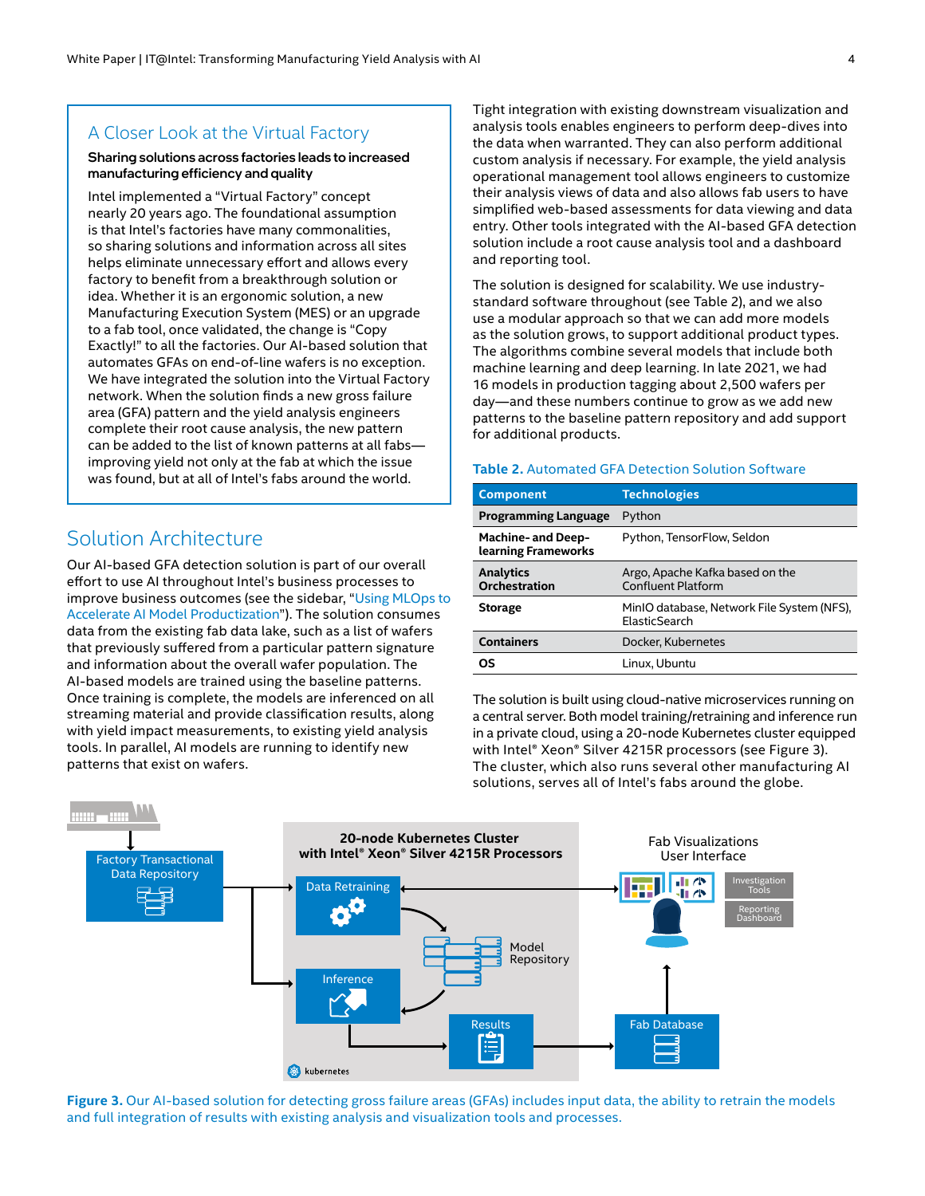## A Closer Look at the Virtual Factory

**Sharing solutions across factories leads to increased manufacturing efficiency and quality**

Intel implemented a "Virtual Factory" concept nearly 20 years ago. The foundational assumption is that Intel's factories have many commonalities, so sharing solutions and information across all sites helps eliminate unnecessary effort and allows every factory to benefit from a breakthrough solution or idea. Whether it is an ergonomic solution, a new Manufacturing Execution System (MES) or an upgrade to a fab tool, once validated, the change is "Copy Exactly!" to all the factories. Our AI-based solution that automates GFAs on end-of-line wafers is no exception. We have integrated the solution into the Virtual Factory network. When the solution finds a new gross failure area (GFA) pattern and the yield analysis engineers complete their root cause analysis, the new pattern can be added to the list of known patterns at all fabs—improving yield not only at the fab at which the issue was found, but at all of Intel's fabs around the world.

## Solution Architecture

Our AI-based GFA detection solution is part of our overall effort to use AI throughout Intel's business processes to improve business outcomes (see the sidebar, "Using MLOps to Accelerate AI Model Productization"). The solution consumes data from the existing fab data lake, such as a list of wafers that previously suffered from a particular pattern signature and information about the overall wafer population. The AI-based models are trained using the baseline patterns. Once training is complete, the models are inferenced on all streaming material and provide classification results, along with yield impact measurements, to existing yield analysis tools. In parallel, AI models are running to identify new patterns that exist on wafers.

Tight integration with existing downstream visualization and analysis tools enables engineers to perform deep-dives into the data when warranted. They can also perform additional custom analysis if necessary. For example, the yield analysis operational management tool allows engineers to customize their analysis views of data and also allows fab users to have simplified web-based assessments for data viewing and data entry. Other tools integrated with the AI-based GFA detection solution include a root cause analysis tool and a dashboard and reporting tool.

The solution is designed for scalability. We use industry-standard software throughout (see Table 2), and we also use a modular approach so that we can add more models as the solution grows, to support additional product types. The algorithms combine several models that include both machine learning and deep learning. In late 2021, we had 16 models in production tagging about 2,500 wafers per day—and these numbers continue to grow as we add new patterns to the baseline pattern repository and add support for additional products.

**Table 2.** Automated GFA Detection Solution Software

| Component | Technologies |
|---|---|
| **Programming Language** | Python |
| **Machine- and Deep-learning Frameworks** | Python, TensorFlow, Seldon |
| **Analytics Orchestration** | Argo, Apache Kafka based on the Confluent Platform |
| **Storage** | MinIO database, Network File System (NFS), ElasticSearch |
| **Containers** | Docker, Kubernetes |
| **OS** | Linux, Ubuntu |

The solution is built using cloud-native microservices running on a central server. Both model training/retraining and inference run in a private cloud, using a 20-node Kubernetes cluster equipped with Intel® Xeon® Silver 4215R processors (see Figure 3). The cluster, which also runs several other manufacturing AI solutions, serves all of Intel's fabs around the globe.

**Figure 3.** Our AI-based solution for detecting gross failure areas (GFAs) includes input data, the ability to retrain the models and full integration of results with existing analysis and visualization tools and processes.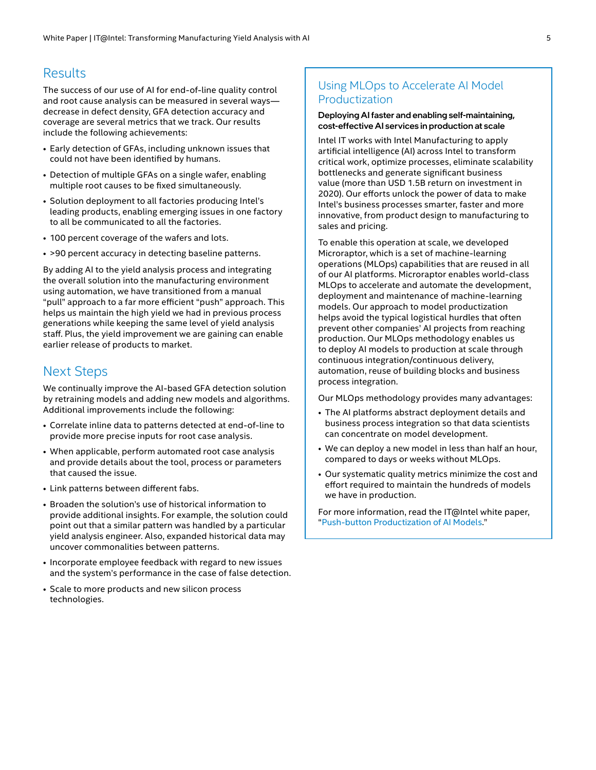## Results

The success of our use of AI for end-of-line quality control and root cause analysis can be measured in several ways—decrease in defect density, GFA detection accuracy and coverage are several metrics that we track. Our results include the following achievements:

- Early detection of GFAs, including unknown issues that could not have been identified by humans.
- Detection of multiple GFAs on a single wafer, enabling multiple root causes to be fixed simultaneously.
- Solution deployment to all factories producing Intel's leading products, enabling emerging issues in one factory to all be communicated to all the factories.
- 100 percent coverage of the wafers and lots.
- >90 percent accuracy in detecting baseline patterns.

By adding AI to the yield analysis process and integrating the overall solution into the manufacturing environment using automation, we have transitioned from a manual "pull" approach to a far more efficient "push" approach. This helps us maintain the high yield we had in previous process generations while keeping the same level of yield analysis staff. Plus, the yield improvement we are gaining can enable earlier release of products to market.

## Next Steps

We continually improve the AI-based GFA detection solution by retraining models and adding new models and algorithms. Additional improvements include the following:

- Correlate inline data to patterns detected at end-of-line to provide more precise inputs for root case analysis.
- When applicable, perform automated root case analysis and provide details about the tool, process or parameters that caused the issue.
- Link patterns between different fabs.
- Broaden the solution's use of historical information to provide additional insights. For example, the solution could point out that a similar pattern was handled by a particular yield analysis engineer. Also, expanded historical data may uncover commonalities between patterns.
- Incorporate employee feedback with regard to new issues and the system's performance in the case of false detection.
- Scale to more products and new silicon process technologies.

## Using MLOps to Accelerate AI Model Productization

**Deploying AI faster and enabling self-maintaining, cost-effective AI services in production at scale**

Intel IT works with Intel Manufacturing to apply artificial intelligence (AI) across Intel to transform critical work, optimize processes, eliminate scalability bottlenecks and generate significant business value (more than USD 1.5B return on investment in 2020). Our efforts unlock the power of data to make Intel's business processes smarter, faster and more innovative, from product design to manufacturing to sales and pricing.

To enable this operation at scale, we developed Microraptor, which is a set of machine-learning operations (MLOps) capabilities that are reused in all of our AI platforms. Microraptor enables world-class MLOps to accelerate and automate the development, deployment and maintenance of machine-learning models. Our approach to model productization helps avoid the typical logistical hurdles that often prevent other companies' AI projects from reaching production. Our MLOps methodology enables us to deploy AI models to production at scale through continuous integration/continuous delivery, automation, reuse of building blocks and business process integration.

Our MLOps methodology provides many advantages:

- The AI platforms abstract deployment details and business process integration so that data scientists can concentrate on model development.
- We can deploy a new model in less than half an hour, compared to days or weeks without MLOps.
- Our systematic quality metrics minimize the cost and effort required to maintain the hundreds of models we have in production.

For more information, read the IT@Intel white paper, "Push-button Productization of AI Models."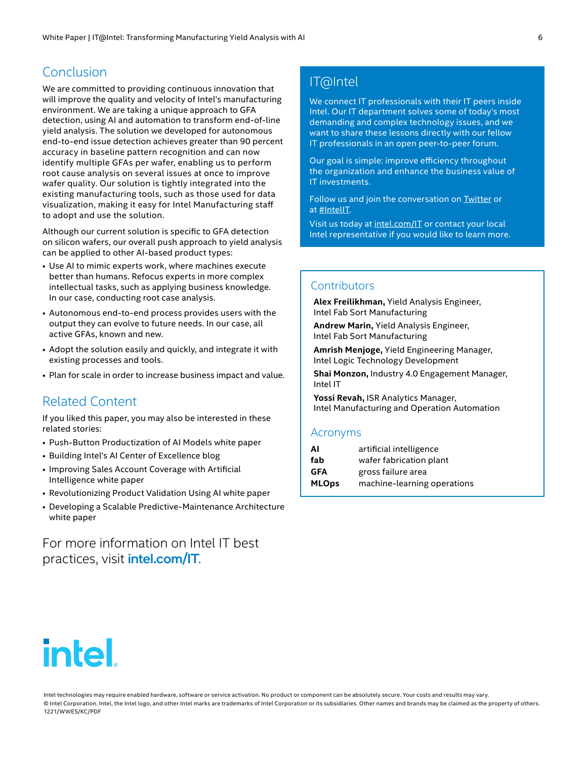## Conclusion

We are committed to providing continuous innovation that will improve the quality and velocity of Intel's manufacturing environment. We are taking a unique approach to GFA detection, using AI and automation to transform end-of-line yield analysis. The solution we developed for autonomous end-to-end issue detection achieves greater than 90 percent accuracy in baseline pattern recognition and can now identify multiple GFAs per wafer, enabling us to perform root cause analysis on several issues at once to improve wafer quality. Our solution is tightly integrated into the existing manufacturing tools, such as those used for data visualization, making it easy for Intel Manufacturing staff to adopt and use the solution.

Although our current solution is specific to GFA detection on silicon wafers, our overall push approach to yield analysis can be applied to other AI-based product types:

- Use AI to mimic experts work, where machines execute better than humans. Refocus experts in more complex intellectual tasks, such as applying business knowledge. In our case, conducting root case analysis.
- Autonomous end-to-end process provides users with the output they can evolve to future needs. In our case, all active GFAs, known and new.
- Adopt the solution easily and quickly, and integrate it with existing processes and tools.
- Plan for scale in order to increase business impact and value.

## Related Content

If you liked this paper, you may also be interested in these related stories:

- Push-Button Productization of AI Models white paper
- Building Intel's AI Center of Excellence blog
- Improving Sales Account Coverage with Artificial Intelligence white paper
- Revolutionizing Product Validation Using AI white paper
- Developing a Scalable Predictive-Maintenance Architecture white paper

For more information on Intel IT best practices, visit **intel.com/IT**.

## IT@Intel

We connect IT professionals with their IT peers inside Intel. Our IT department solves some of today's most demanding and complex technology issues, and we want to share these lessons directly with our fellow IT professionals in an open peer-to-peer forum.

Our goal is simple: improve efficiency throughout the organization and enhance the business value of IT investments.

Follow us and join the conversation on Twitter or at #IntelIT.

Visit us today at intel.com/IT or contact your local Intel representative if you would like to learn more.

## Contributors

**Alex Freilikhman,** Yield Analysis Engineer, Intel Fab Sort Manufacturing

**Andrew Marin,** Yield Analysis Engineer, Intel Fab Sort Manufacturing

**Amrish Menjoge,** Yield Engineering Manager, Intel Logic Technology Development

**Shai Monzon,** Industry 4.0 Engagement Manager, Intel IT

**Yossi Revah,** ISR Analytics Manager, Intel Manufacturing and Operation Automation

## Acronyms

| | |
|---|---|
| **AI** | artificial intelligence |
| **fab** | wafer fabrication plant |
| **GFA** | gross failure area |
| **MLOps** | machine-learning operations |

intel.

Intel technologies may require enabled hardware, software or service activation. No product or component can be absolutely secure. Your costs and results may vary.
© Intel Corporation. Intel, the Intel logo, and other Intel marks are trademarks of Intel Corporation or its subsidiaries. Other names and brands may be claimed as the property of others.
1221/WWES/KC/PDF